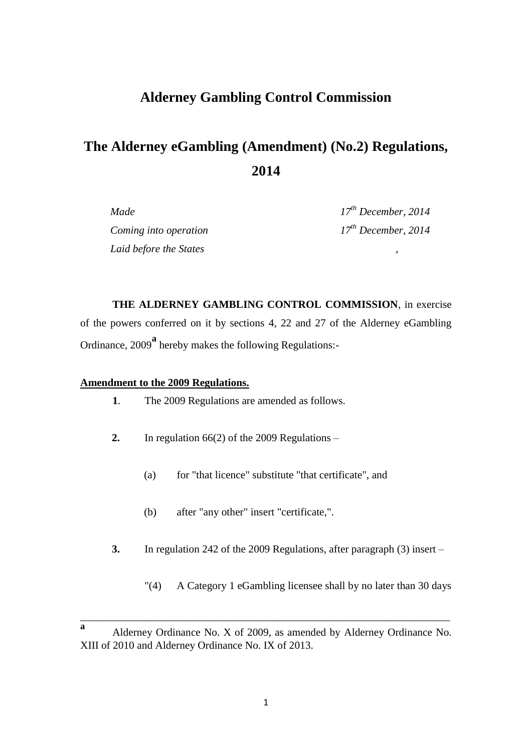# Alderney Gambling Control Commission

## The Alderney eGambling (Amendment) (No.2) Regulations, 2014

| | |
|---|---|
| *Made* | *17th December, 2014* |
| *Coming into operation* | *17th December, 2014* |
| *Laid before the States* | *,* |

**THE ALDERNEY GAMBLING CONTROL COMMISSION**, in exercise of the powers conferred on it by sections 4, 22 and 27 of the Alderney eGambling Ordinance, 2009[a] hereby makes the following Regulations:-

**Amendment to the 2009 Regulations.**

**1**. The 2009 Regulations are amended as follows.

**2.** In regulation 66(2) of the 2009 Regulations –

(a) for "that licence" substitute "that certificate", and

(b) after "any other" insert "certificate,".

**3.** In regulation 242 of the 2009 Regulations, after paragraph (3) insert –

"(4) A Category 1 eGambling licensee shall by no later than 30 days

---

[a] Alderney Ordinance No. X of 2009, as amended by Alderney Ordinance No. XIII of 2010 and Alderney Ordinance No. IX of 2013.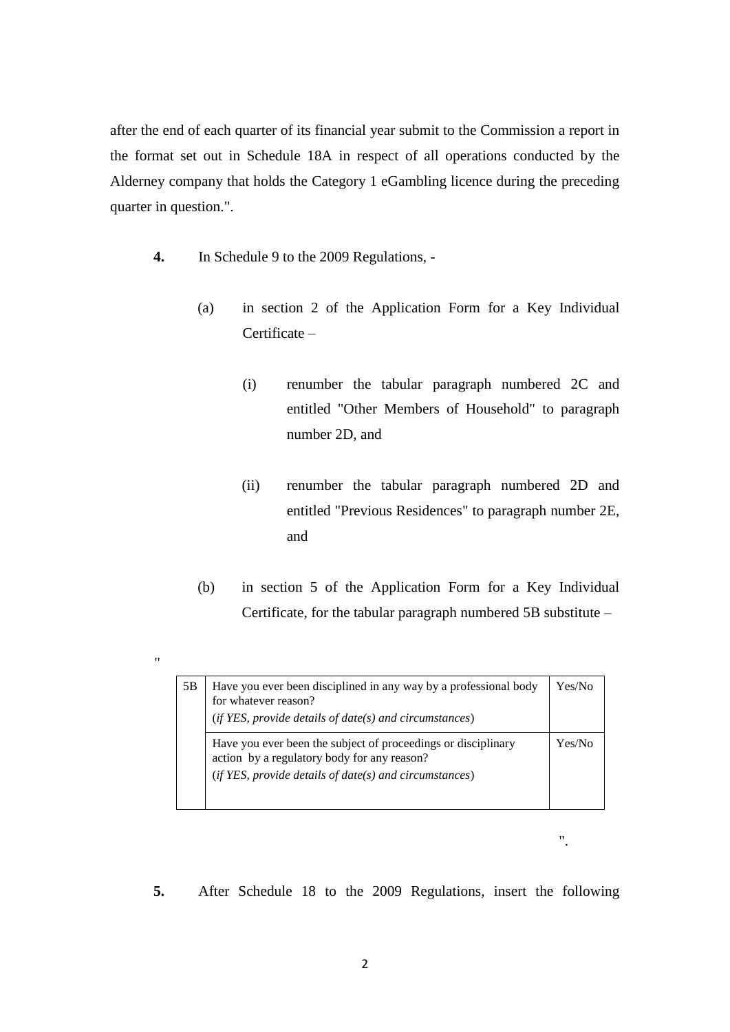after the end of each quarter of its financial year submit to the Commission a report in the format set out in Schedule 18A in respect of all operations conducted by the Alderney company that holds the Category 1 eGambling licence during the preceding quarter in question.".

**4.** In Schedule 9 to the 2009 Regulations, -

(a) in section 2 of the Application Form for a Key Individual Certificate –

(i) renumber the tabular paragraph numbered 2C and entitled "Other Members of Household" to paragraph number 2D, and

(ii) renumber the tabular paragraph numbered 2D and entitled "Previous Residences" to paragraph number 2E, and

(b) in section 5 of the Application Form for a Key Individual Certificate, for the tabular paragraph numbered 5B substitute –

"

| 5B | Have you ever been disciplined in any way by a professional body for whatever reason? (*if YES, provide details of date(s) and circumstances*) | Yes/No |
|---|---|---|
| | Have you ever been the subject of proceedings or disciplinary action by a regulatory body for any reason? (*if YES, provide details of date(s) and circumstances*) | Yes/No |

".

**5.** After Schedule 18 to the 2009 Regulations, insert the following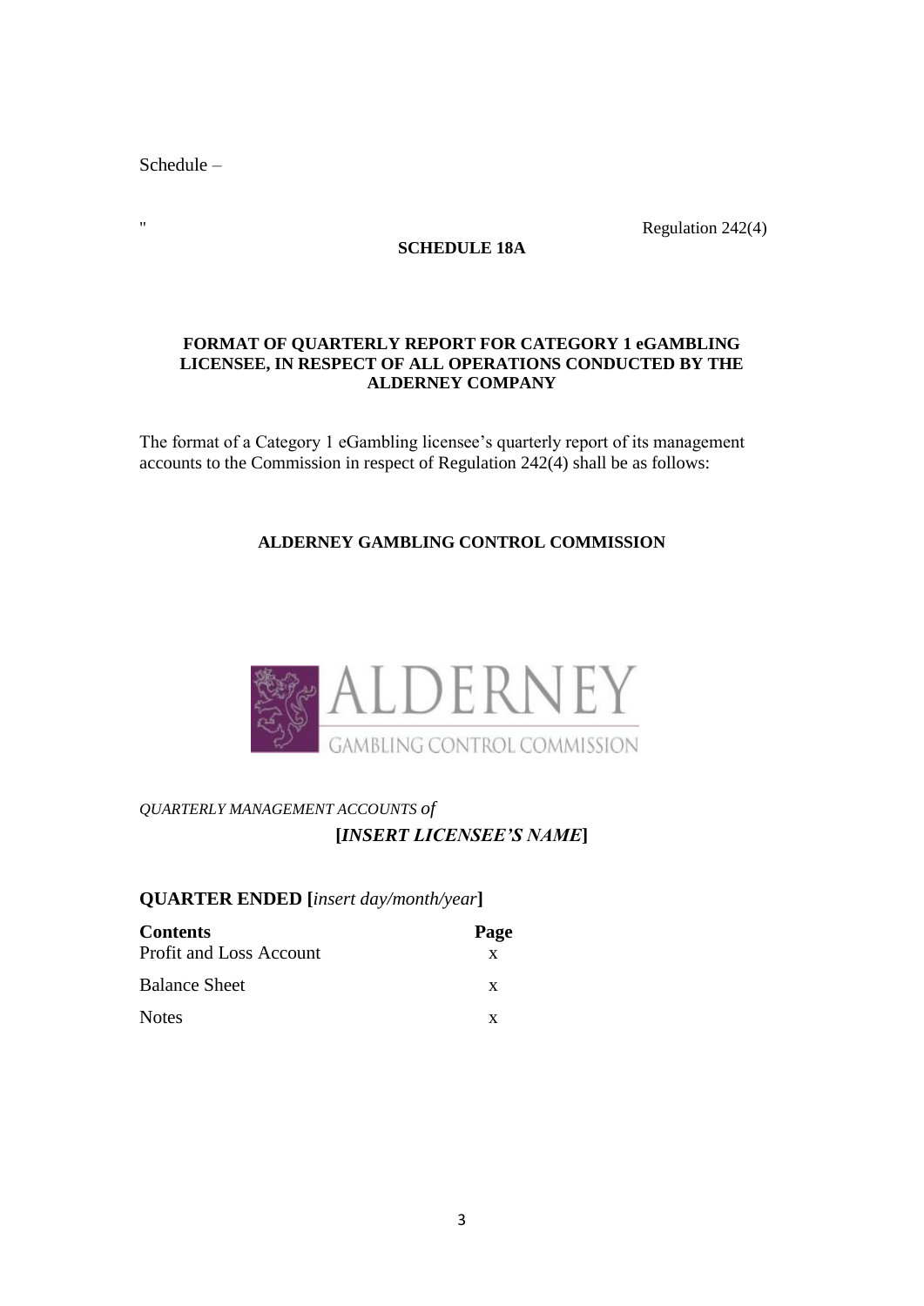Schedule –

" Regulation 242(4)

**SCHEDULE 18A**

**FORMAT OF QUARTERLY REPORT FOR CATEGORY 1 eGAMBLING LICENSEE, IN RESPECT OF ALL OPERATIONS CONDUCTED BY THE ALDERNEY COMPANY**

The format of a Category 1 eGambling licensee's quarterly report of its management accounts to the Commission in respect of Regulation 242(4) shall be as follows:

**ALDERNEY GAMBLING CONTROL COMMISSION**

ALDERNEY
GAMBLING CONTROL COMMISSION

*QUARTERLY MANAGEMENT ACCOUNTS of*

**[*INSERT LICENSEE'S NAME*]**

**QUARTER ENDED [*insert day/month/year*]**

| **Contents** | **Page** |
| --- | --- |
| Profit and Loss Account | x |
| Balance Sheet | x |
| Notes | x |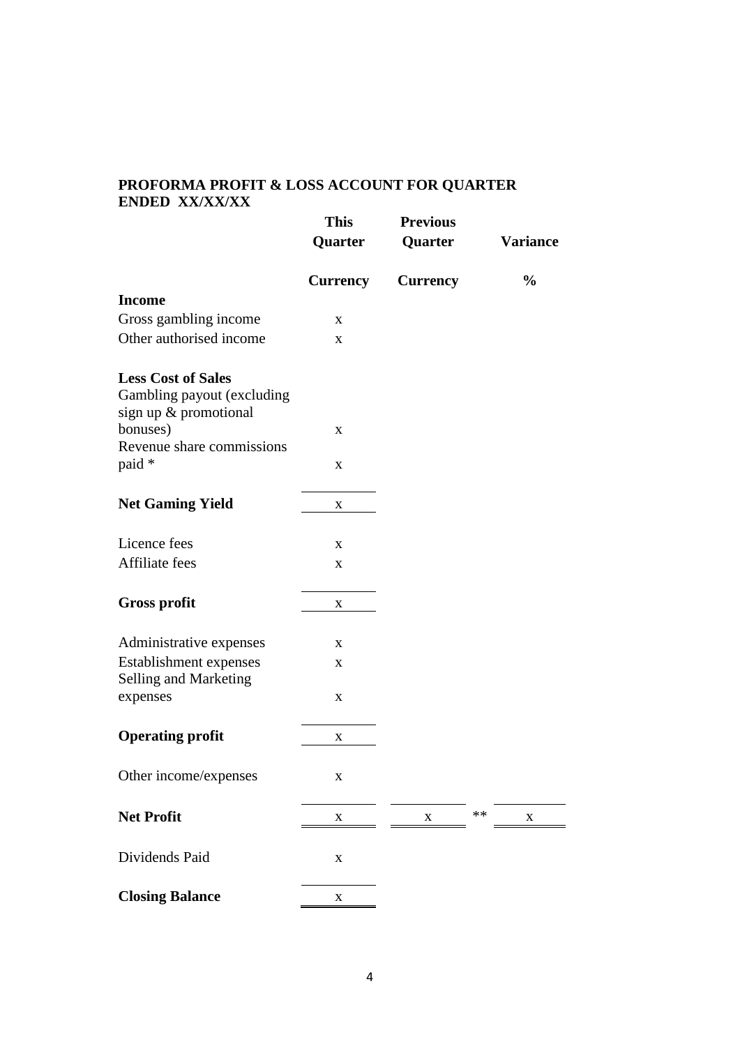**PROFORMA PROFIT & LOSS ACCOUNT FOR QUARTER ENDED XX/XX/XX**

| | This Quarter | Previous Quarter | | Variance |
|---|---|---|---|---|
| | **Currency** | **Currency** | | **%** |
| **Income** | | | | |
| Gross gambling income | x | | | |
| Other authorised income | x | | | |
| | | | | |
| **Less Cost of Sales** | | | | |
| Gambling payout (excluding sign up & promotional bonuses) | x | | | |
| Revenue share commissions paid * | x | | | |
| | | | | |
| **Net Gaming Yield** | x | | | |
| | | | | |
| Licence fees | x | | | |
| Affiliate fees | x | | | |
| | | | | |
| **Gross profit** | x | | | |
| | | | | |
| Administrative expenses | x | | | |
| Establishment expenses | x | | | |
| Selling and Marketing expenses | x | | | |
| | | | | |
| **Operating profit** | x | | | |
| | | | | |
| Other income/expenses | x | | | |
| | | | | |
| **Net Profit** | x | x | ** | x |
| | | | | |
| Dividends Paid | x | | | |
| | | | | |
| **Closing Balance** | x | | | |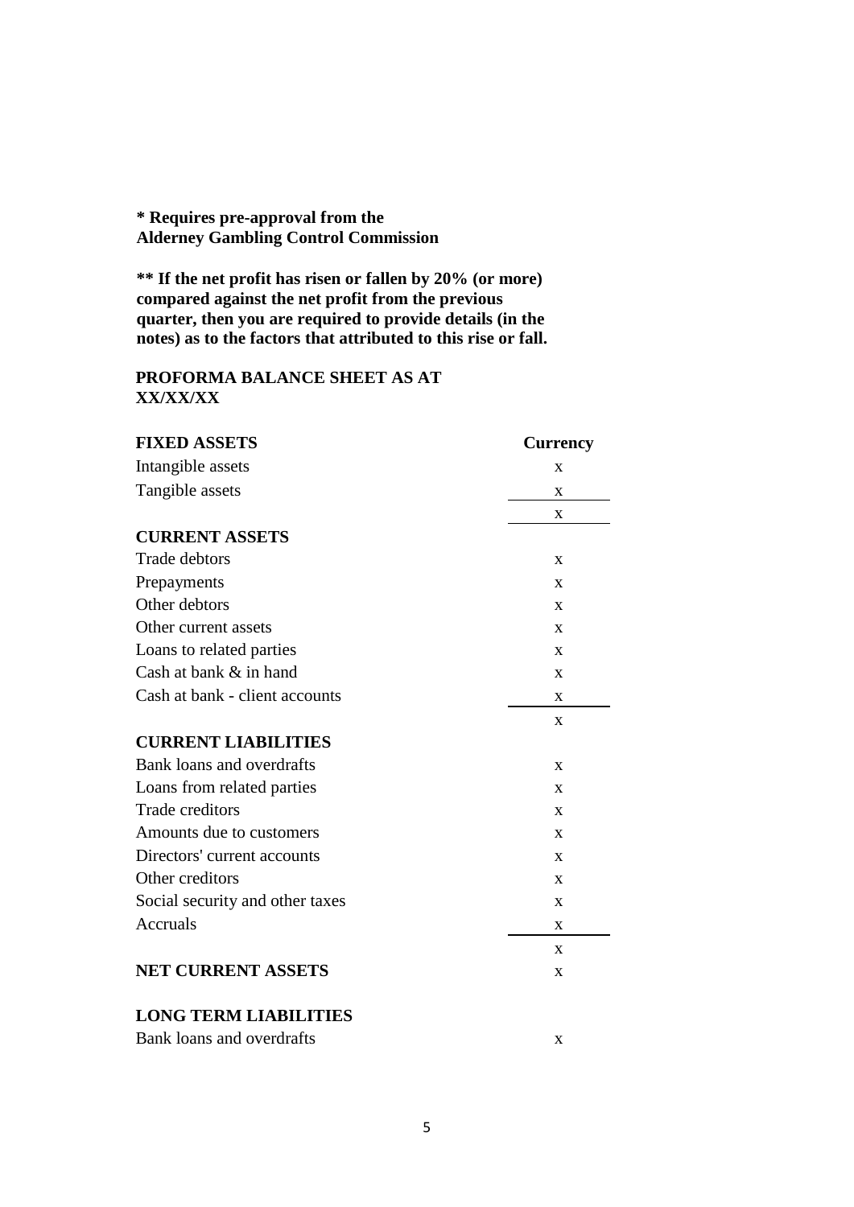**\* Requires pre-approval from the Alderney Gambling Control Commission**

**\*\* If the net profit has risen or fallen by 20% (or more) compared against the net profit from the previous quarter, then you are required to provide details (in the notes) as to the factors that attributed to this rise or fall.**

**PROFORMA BALANCE SHEET AS AT XX/XX/XX**

| | **Currency** |
|---|---|
| **FIXED ASSETS** | |
| Intangible assets | x |
| Tangible assets | x |
| | x |
| **CURRENT ASSETS** | |
| Trade debtors | x |
| Prepayments | x |
| Other debtors | x |
| Other current assets | x |
| Loans to related parties | x |
| Cash at bank & in hand | x |
| Cash at bank - client accounts | x |
| | x |
| **CURRENT LIABILITIES** | |
| Bank loans and overdrafts | x |
| Loans from related parties | x |
| Trade creditors | x |
| Amounts due to customers | x |
| Directors' current accounts | x |
| Other creditors | x |
| Social security and other taxes | x |
| Accruals | x |
| | x |
| **NET CURRENT ASSETS** | x |
| **LONG TERM LIABILITIES** | |
| Bank loans and overdrafts | x |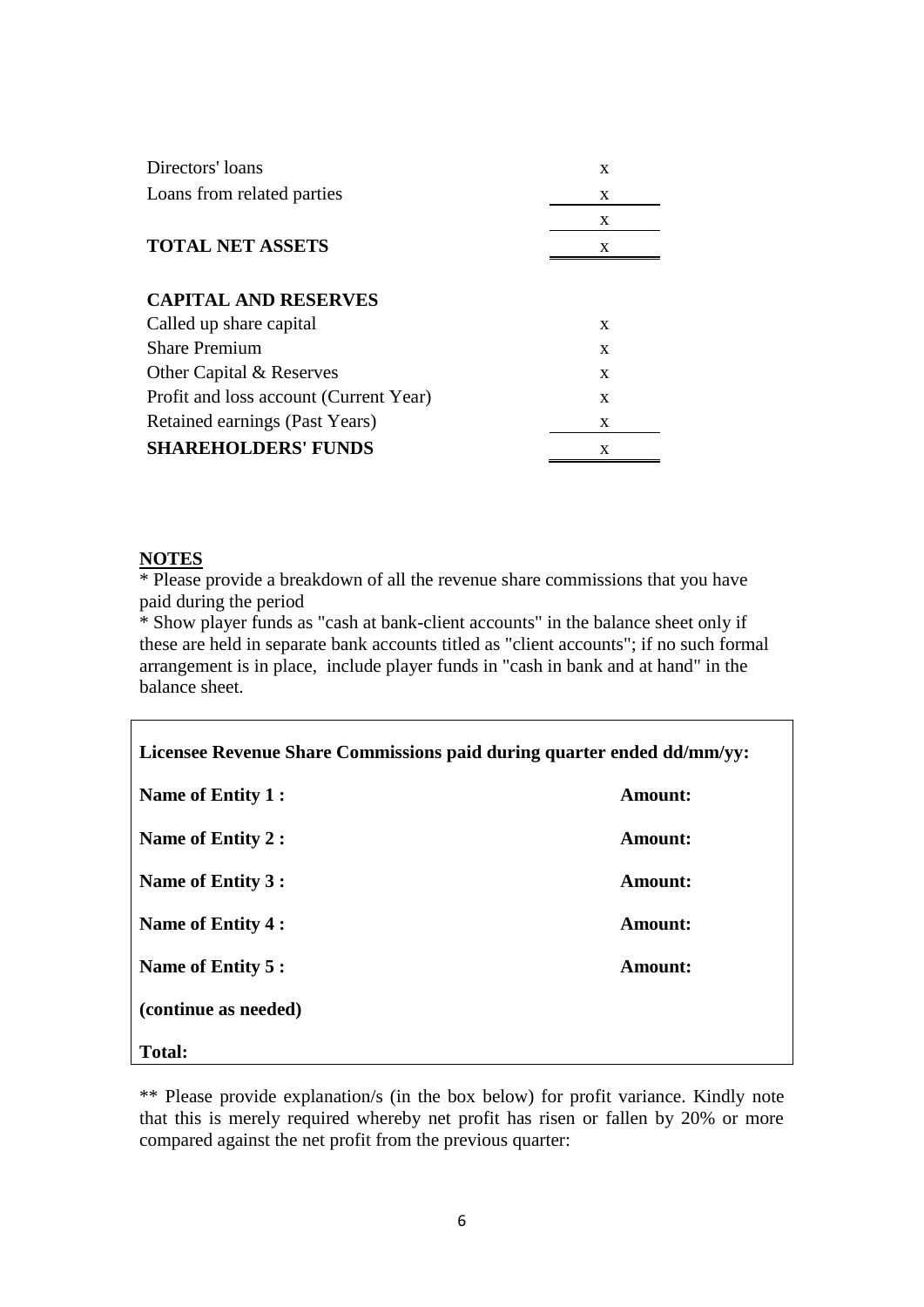| | |
|---|---|
| Directors' loans | x |
| Loans from related parties | x |
| | x |
| **TOTAL NET ASSETS** | x |
| | |
| **CAPITAL AND RESERVES** | |
| Called up share capital | x |
| Share Premium | x |
| Other Capital & Reserves | x |
| Profit and loss account (Current Year) | x |
| Retained earnings (Past Years) | x |
| **SHAREHOLDERS' FUNDS** | x |

## NOTES

* Please provide a breakdown of all the revenue share commissions that you have paid during the period

* Show player funds as "cash at bank-client accounts" in the balance sheet only if these are held in separate bank accounts titled as "client accounts"; if no such formal arrangement is in place, include player funds in "cash in bank and at hand" in the balance sheet.

| **Licensee Revenue Share Commissions paid during quarter ended dd/mm/yy:** | |
|---|---|
| **Name of Entity 1 :** | **Amount:** |
| **Name of Entity 2 :** | **Amount:** |
| **Name of Entity 3 :** | **Amount:** |
| **Name of Entity 4 :** | **Amount:** |
| **Name of Entity 5 :** | **Amount:** |
| **(continue as needed)** | |
| **Total:** | |

** Please provide explanation/s (in the box below) for profit variance. Kindly note that this is merely required whereby net profit has risen or fallen by 20% or more compared against the net profit from the previous quarter: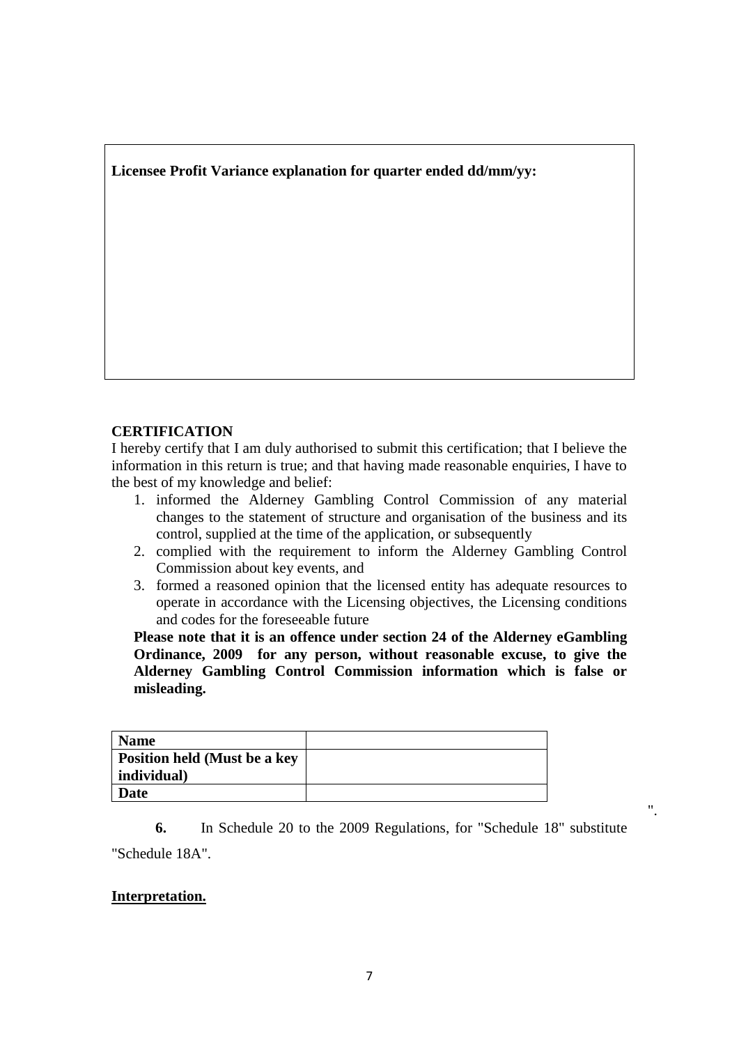**Licensee Profit Variance explanation for quarter ended dd/mm/yy:**

**CERTIFICATION**

I hereby certify that I am duly authorised to submit this certification; that I believe the information in this return is true; and that having made reasonable enquiries, I have to the best of my knowledge and belief:

1. informed the Alderney Gambling Control Commission of any material changes to the statement of structure and organisation of the business and its control, supplied at the time of the application, or subsequently
2. complied with the requirement to inform the Alderney Gambling Control Commission about key events, and
3. formed a reasoned opinion that the licensed entity has adequate resources to operate in accordance with the Licensing objectives, the Licensing conditions and codes for the foreseeable future

**Please note that it is an offence under section 24 of the Alderney eGambling Ordinance, 2009 for any person, without reasonable excuse, to give the Alderney Gambling Control Commission information which is false or misleading.**

| **Name** | |
|---|---|
| **Position held (Must be a key individual)** | |
| **Date** | |

".

**6.** In Schedule 20 to the 2009 Regulations, for "Schedule 18" substitute "Schedule 18A".

**Interpretation.**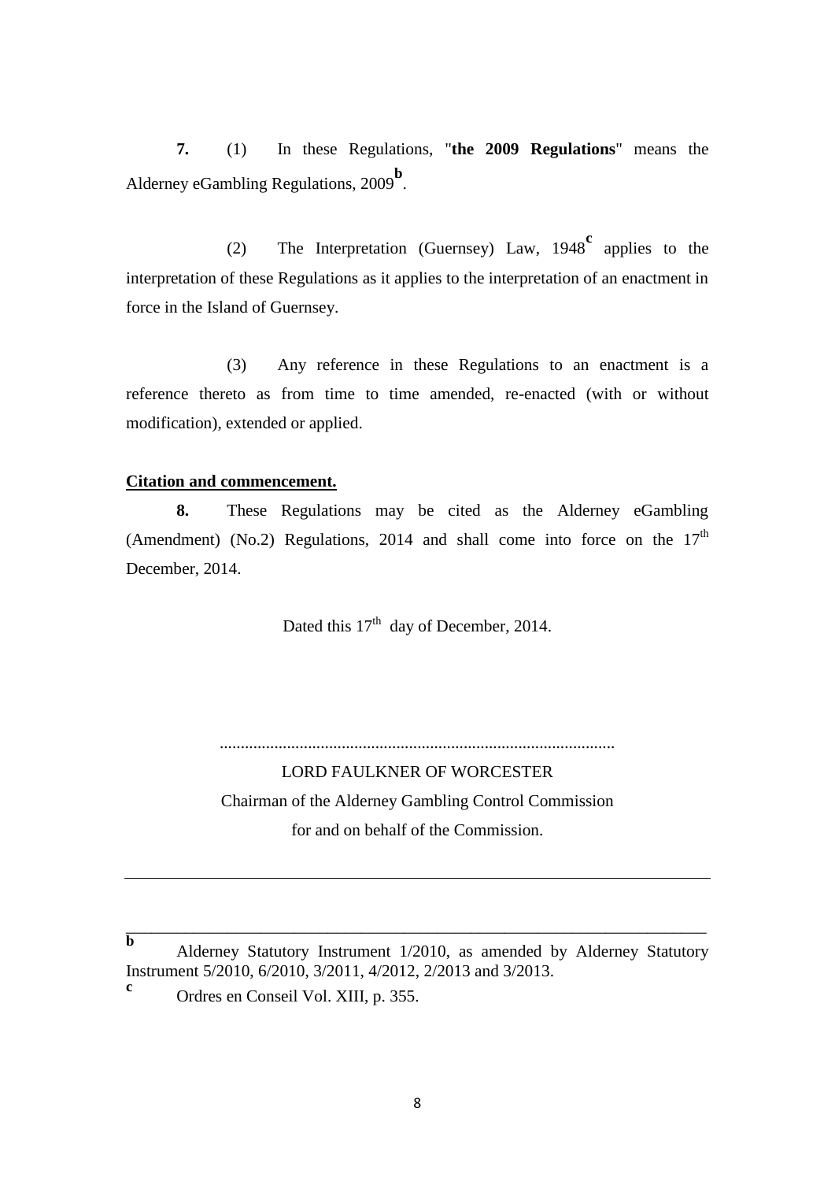**7.** (1) In these Regulations, "**the 2009 Regulations**" means the Alderney eGambling Regulations, 2009[b].

(2) The Interpretation (Guernsey) Law, 1948[c] applies to the interpretation of these Regulations as it applies to the interpretation of an enactment in force in the Island of Guernsey.

(3) Any reference in these Regulations to an enactment is a reference thereto as from time to time amended, re-enacted (with or without modification), extended or applied.

**Citation and commencement.**

**8.** These Regulations may be cited as the Alderney eGambling (Amendment) (No.2) Regulations, 2014 and shall come into force on the 17th December, 2014.

Dated this 17th day of December, 2014.

.............................................................................................

LORD FAULKNER OF WORCESTER

Chairman of the Alderney Gambling Control Commission

for and on behalf of the Commission.

---

[b] Alderney Statutory Instrument 1/2010, as amended by Alderney Statutory Instrument 5/2010, 6/2010, 3/2011, 4/2012, 2/2013 and 3/2013.

[c] Ordres en Conseil Vol. XIII, p. 355.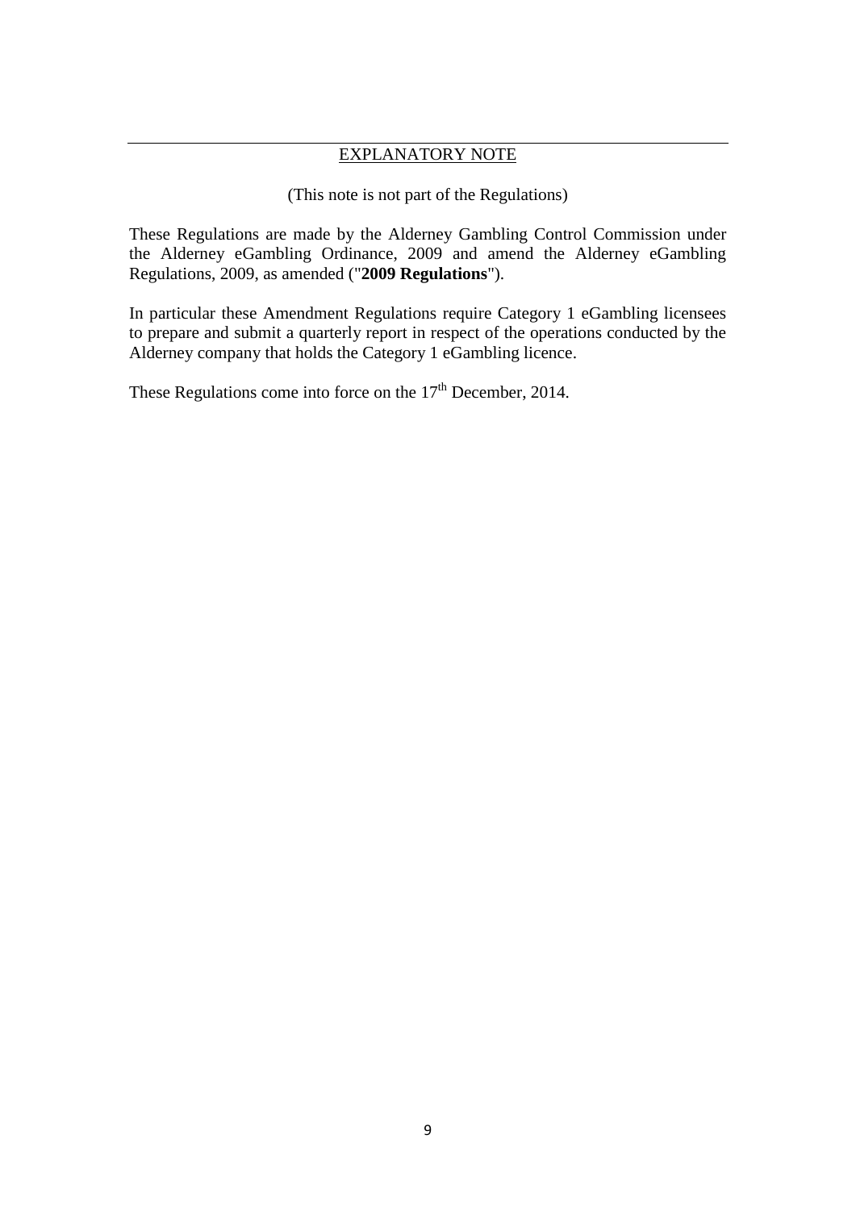## EXPLANATORY NOTE

(This note is not part of the Regulations)

These Regulations are made by the Alderney Gambling Control Commission under the Alderney eGambling Ordinance, 2009 and amend the Alderney eGambling Regulations, 2009, as amended ("**2009 Regulations**").

In particular these Amendment Regulations require Category 1 eGambling licensees to prepare and submit a quarterly report in respect of the operations conducted by the Alderney company that holds the Category 1 eGambling licence.

These Regulations come into force on the 17th December, 2014.